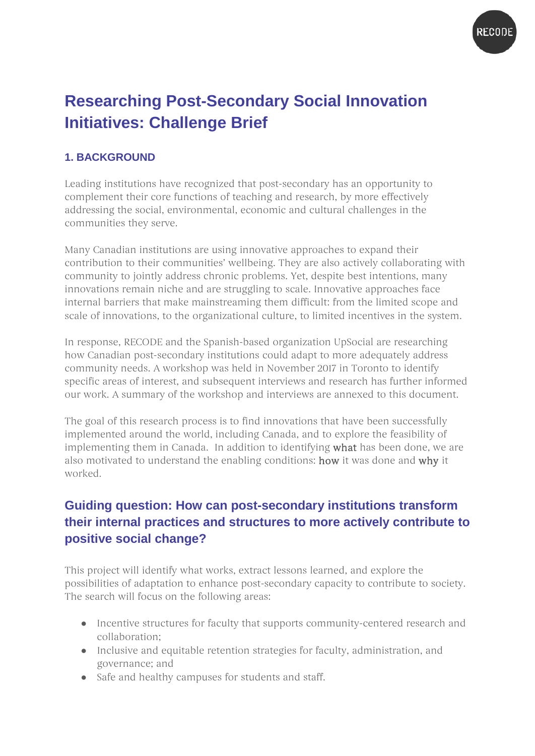# Researching Post-Secondary Social Innovation Initiatives: Challenge Brief

### 1. BACKGROUND

Leading institutions have recognized that post-secondary has an opportunity to complement their core functions of teaching and research, by more effectively addressing the social, environmental, economic and cultural challenges in the communities they serve.

Many Canadian institutions are using innovative approaches to expand their contribution to their communities' wellbeing. They are also actively collaborating with community to jointly address chronic problems. Yet, despite best intentions, many innovations remain niche and are struggling to scale. Innovative approaches face internal barriers that make mainstreaming them difficult: from the limited scope and scale of innovations, to the organizational culture, to limited incentives in the system.

In response, RECODE and the Spanish-based organization UpSocial are researching how Canadian post-secondary institutions could adapt to more adequately address community needs. A workshop was held in November 2017 in Toronto to identify specific areas of interest, and subsequent interviews and research has further informed our work. A summary of the workshop and interviews are annexed to this document.

The goal of this research process is to find innovations that have been successfully implemented around the world, including Canada, and to explore the feasibility of implementing them in Canada. In addition to identifying what has been done, we are also motivated to understand the enabling conditions: how it was done and why it worked.

## Guiding question: How can post-secondary institutions transform their internal practices and structures to more actively contribute to positive social change?

This project will identify what works, extract lessons learned, and explore the possibilities of adaptation to enhance post-secondary capacity to contribute to society. The search will focus on the following areas:

- Incentive structures for faculty that supports community-centered research and collaboration;
- Inclusive and equitable retention strategies for faculty, administration, and governance; and
- Safe and healthy campuses for students and staff.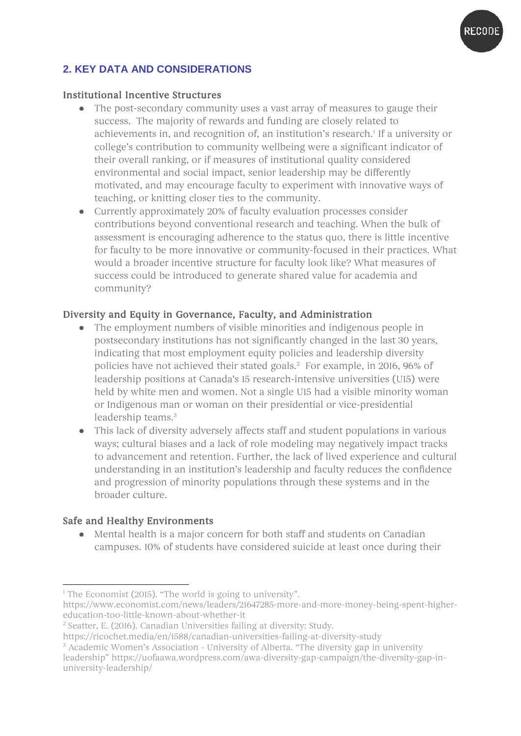## 2. KEY DATA AND CONSIDERATIONS

### Institutional Incentive Structures

- The post-secondary community uses a vast array of measures to gauge their success. The majority of rewards and funding are closely related to achievements in, and recognition of, an institution's research.[1] If a university or college's contribution to community wellbeing were a significant indicator of their overall ranking, or if measures of institutional quality considered environmental and social impact, senior leadership may be differently motivated, and may encourage faculty to experiment with innovative ways of teaching, or knitting closer ties to the community.
- Currently approximately 20% of faculty evaluation processes consider contributions beyond conventional research and teaching. When the bulk of assessment is encouraging adherence to the status quo, there is little incentive for faculty to be more innovative or community-focused in their practices. What would a broader incentive structure for faculty look like? What measures of success could be introduced to generate shared value for academia and community?

### Diversity and Equity in Governance, Faculty, and Administration

- The employment numbers of visible minorities and indigenous people in postsecondary institutions has not significantly changed in the last 30 years, indicating that most employment equity policies and leadership diversity policies have not achieved their stated goals.[2] For example, in 2016, 96% of leadership positions at Canada's 15 research-intensive universities (U15) were held by white men and women. Not a single U15 had a visible minority woman or Indigenous man or woman on their presidential or vice-presidential leadership teams.[3]
- This lack of diversity adversely affects staff and student populations in various ways; cultural biases and a lack of role modeling may negatively impact tracks to advancement and retention. Further, the lack of lived experience and cultural understanding in an institution's leadership and faculty reduces the confidence and progression of minority populations through these systems and in the broader culture.

### Safe and Healthy Environments

- Mental health is a major concern for both staff and students on Canadian campuses. 10% of students have considered suicide at least once during their

---

[1] The Economist (2015). "The world is going to university". https://www.economist.com/news/leaders/21647285-more-and-more-money-being-spent-higher-education-too-little-known-about-whether-it

[2] Seatter, E. (2016). Canadian Universities failing at diversity: Study. https://ricochet.media/en/1588/canadian-universities-failing-at-diversity-study

[3] Academic Women's Association - University of Alberta. "The diversity gap in university leadership" https://uofaawa.wordpress.com/awa-diversity-gap-campaign/the-diversity-gap-in-university-leadership/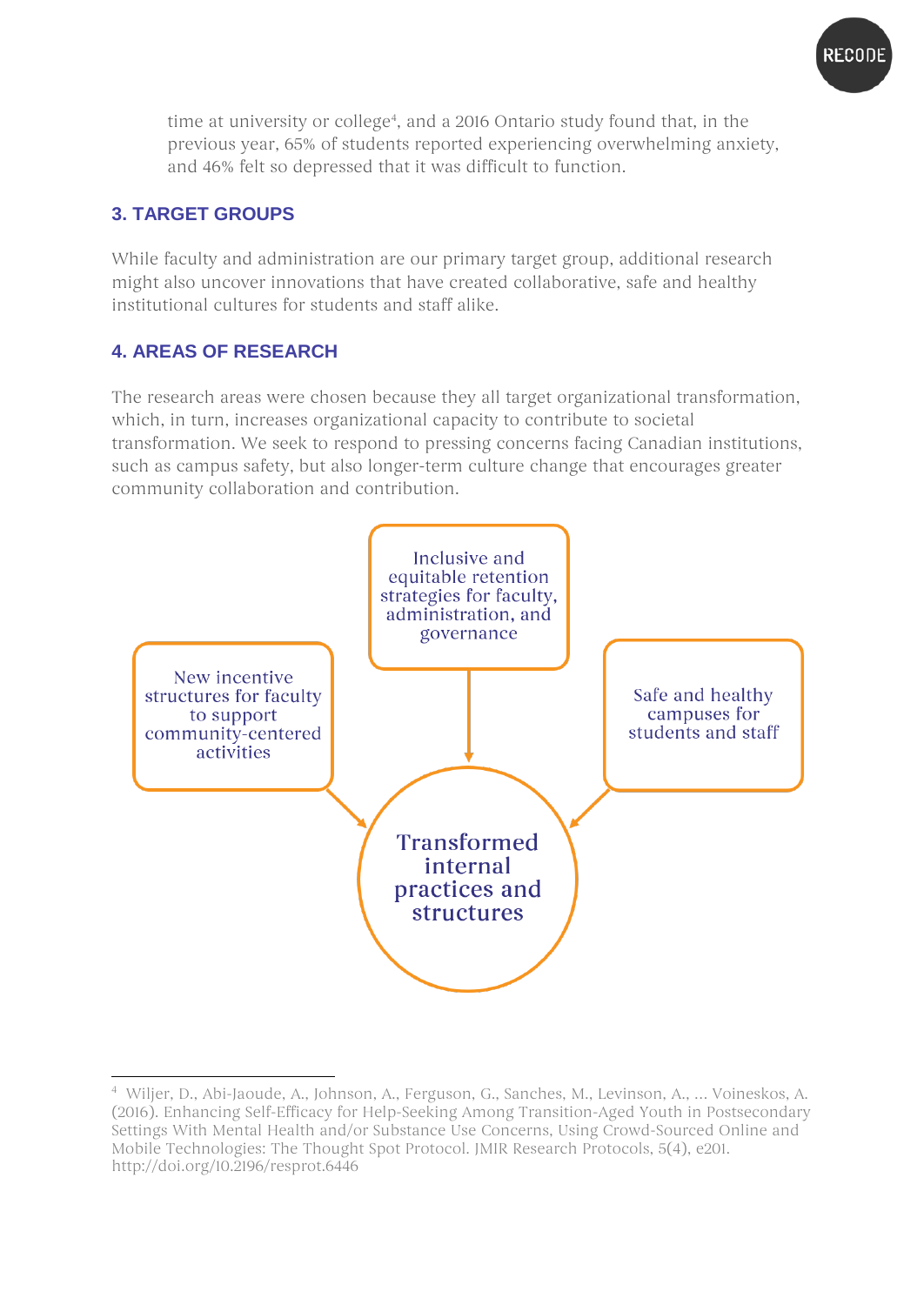time at university or college[4], and a 2016 Ontario study found that, in the previous year, 65% of students reported experiencing overwhelming anxiety, and 46% felt so depressed that it was difficult to function.

## 3. TARGET GROUPS

While faculty and administration are our primary target group, additional research might also uncover innovations that have created collaborative, safe and healthy institutional cultures for students and staff alike.

## 4. AREAS OF RESEARCH

The research areas were chosen because they all target organizational transformation, which, in turn, increases organizational capacity to contribute to societal transformation. We seek to respond to pressing concerns facing Canadian institutions, such as campus safety, but also longer-term culture change that encourages greater community collaboration and contribution.

New incentive structures for faculty to support community-centered activities

Inclusive and equitable retention strategies for faculty, administration, and governance

Safe and healthy campuses for students and staff

Transformed internal practices and structures

---

[4] Wiljer, D., Abi-Jaoude, A., Johnson, A., Ferguson, G., Sanches, M., Levinson, A., ... Voineskos, A. (2016). Enhancing Self-Efficacy for Help-Seeking Among Transition-Aged Youth in Postsecondary Settings With Mental Health and/or Substance Use Concerns, Using Crowd-Sourced Online and Mobile Technologies: The Thought Spot Protocol. JMIR Research Protocols, 5(4), e201. http://doi.org/10.2196/resprot.6446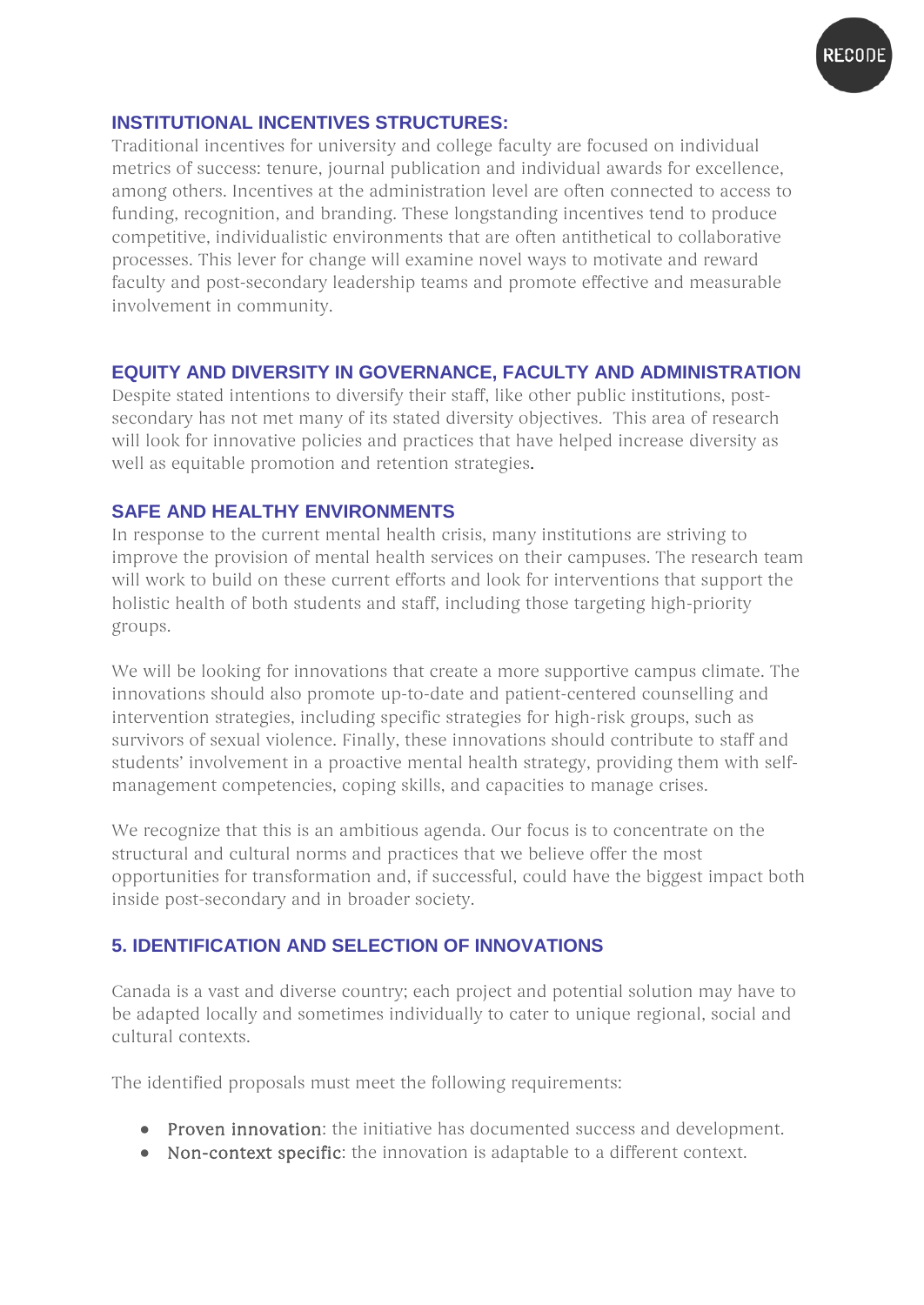### INSTITUTIONAL INCENTIVES STRUCTURES:

Traditional incentives for university and college faculty are focused on individual metrics of success: tenure, journal publication and individual awards for excellence, among others. Incentives at the administration level are often connected to access to funding, recognition, and branding. These longstanding incentives tend to produce competitive, individualistic environments that are often antithetical to collaborative processes. This lever for change will examine novel ways to motivate and reward faculty and post-secondary leadership teams and promote effective and measurable involvement in community.

### EQUITY AND DIVERSITY IN GOVERNANCE, FACULTY AND ADMINISTRATION

Despite stated intentions to diversify their staff, like other public institutions, post-secondary has not met many of its stated diversity objectives. This area of research will look for innovative policies and practices that have helped increase diversity as well as equitable promotion and retention strategies.

### SAFE AND HEALTHY ENVIRONMENTS

In response to the current mental health crisis, many institutions are striving to improve the provision of mental health services on their campuses. The research team will work to build on these current efforts and look for interventions that support the holistic health of both students and staff, including those targeting high-priority groups.

We will be looking for innovations that create a more supportive campus climate. The innovations should also promote up-to-date and patient-centered counselling and intervention strategies, including specific strategies for high-risk groups, such as survivors of sexual violence. Finally, these innovations should contribute to staff and students' involvement in a proactive mental health strategy, providing them with self-management competencies, coping skills, and capacities to manage crises.

We recognize that this is an ambitious agenda. Our focus is to concentrate on the structural and cultural norms and practices that we believe offer the most opportunities for transformation and, if successful, could have the biggest impact both inside post-secondary and in broader society.

## 5. IDENTIFICATION AND SELECTION OF INNOVATIONS

Canada is a vast and diverse country; each project and potential solution may have to be adapted locally and sometimes individually to cater to unique regional, social and cultural contexts.

The identified proposals must meet the following requirements:

- Proven innovation: the initiative has documented success and development.
- Non-context specific: the innovation is adaptable to a different context.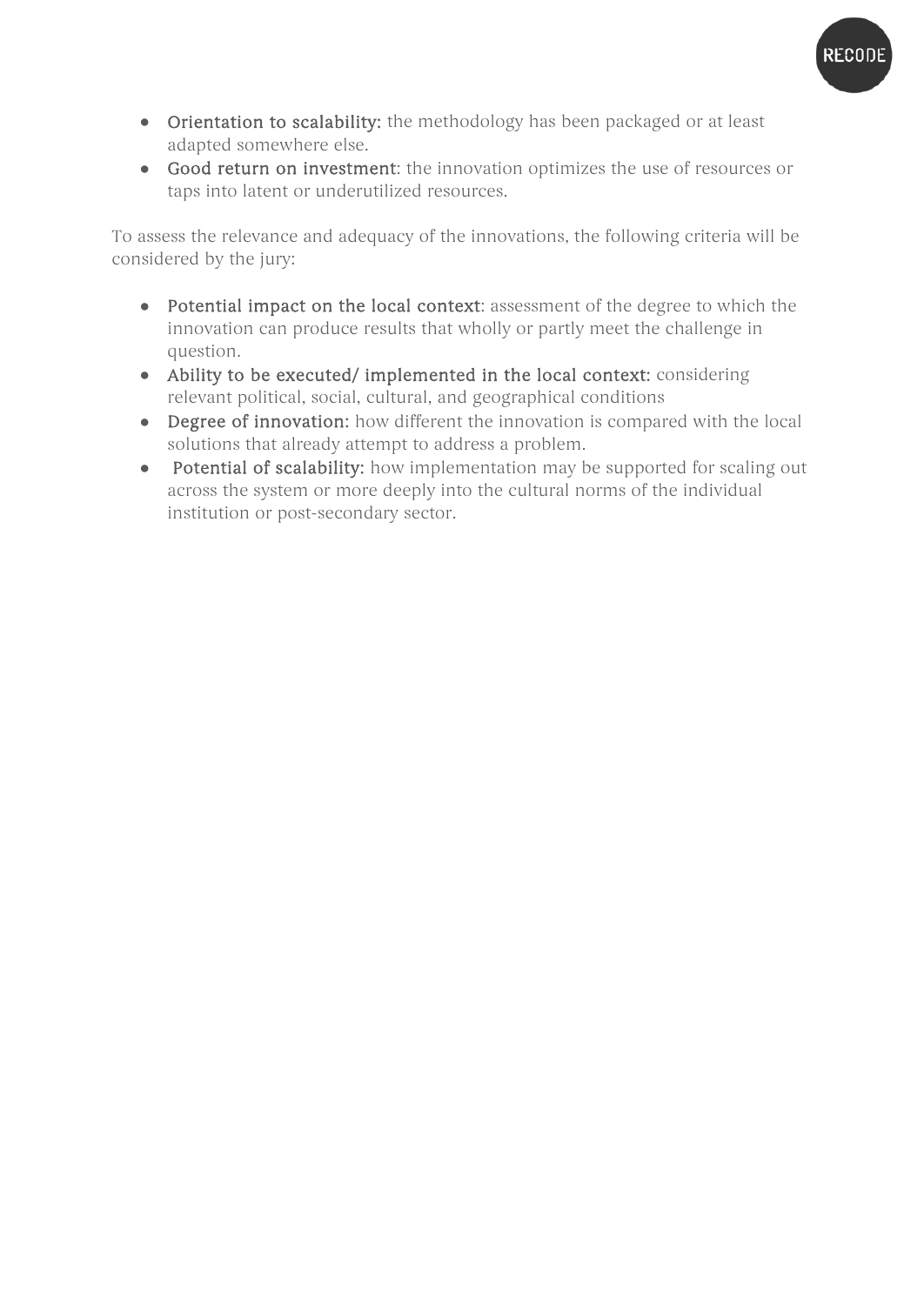- **Orientation to scalability:** the methodology has been packaged or at least adapted somewhere else.
- **Good return on investment**: the innovation optimizes the use of resources or taps into latent or underutilized resources.

To assess the relevance and adequacy of the innovations, the following criteria will be considered by the jury:

- **Potential impact on the local context**: assessment of the degree to which the innovation can produce results that wholly or partly meet the challenge in question.
- **Ability to be executed/ implemented in the local context:** considering relevant political, social, cultural, and geographical conditions
- **Degree of innovation:** how different the innovation is compared with the local solutions that already attempt to address a problem.
- **Potential of scalability:** how implementation may be supported for scaling out across the system or more deeply into the cultural norms of the individual institution or post-secondary sector.